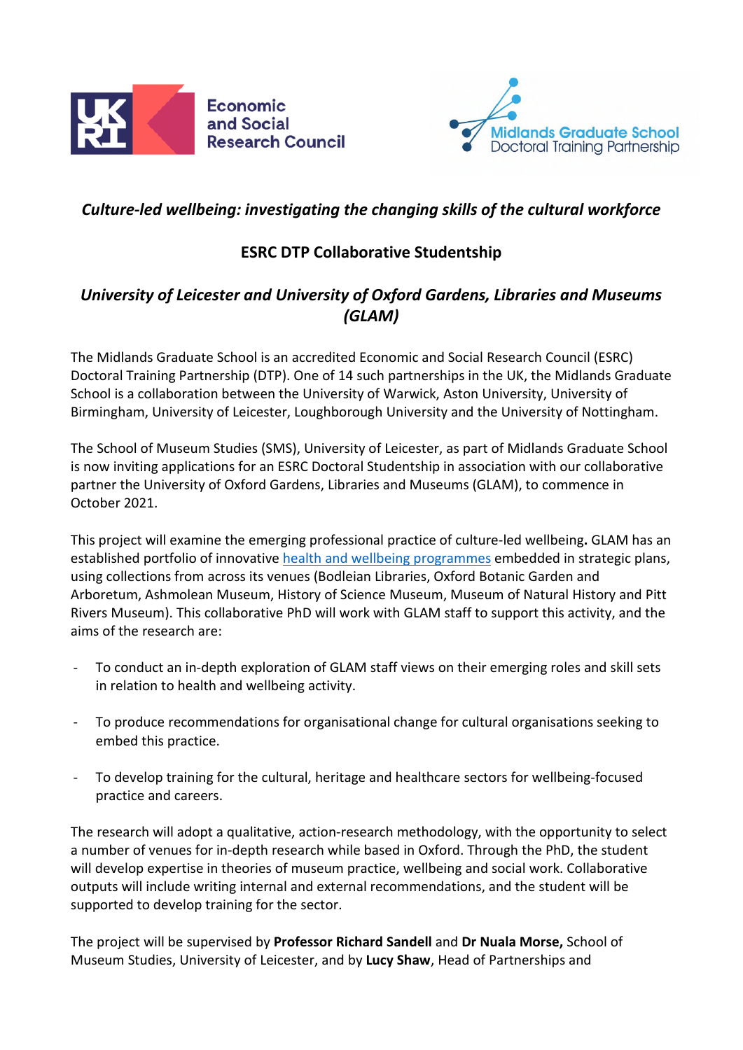*Culture-led wellbeing: investigating the changing skills of the cultural workforce*

**ESRC DTP Collaborative Studentship**

***University of Leicester and University of Oxford Gardens, Libraries and Museums (GLAM)***

The Midlands Graduate School is an accredited Economic and Social Research Council (ESRC) Doctoral Training Partnership (DTP). One of 14 such partnerships in the UK, the Midlands Graduate School is a collaboration between the University of Warwick, Aston University, University of Birmingham, University of Leicester, Loughborough University and the University of Nottingham.

The School of Museum Studies (SMS), University of Leicester, as part of Midlands Graduate School is now inviting applications for an ESRC Doctoral Studentship in association with our collaborative partner the University of Oxford Gardens, Libraries and Museums (GLAM), to commence in October 2021.

This project will examine the emerging professional practice of culture-led wellbeing**.** GLAM has an established portfolio of innovative health and wellbeing programmes embedded in strategic plans, using collections from across its venues (Bodleian Libraries, Oxford Botanic Garden and Arboretum, Ashmolean Museum, History of Science Museum, Museum of Natural History and Pitt Rivers Museum). This collaborative PhD will work with GLAM staff to support this activity, and the aims of the research are:

- To conduct an in-depth exploration of GLAM staff views on their emerging roles and skill sets in relation to health and wellbeing activity.
- To produce recommendations for organisational change for cultural organisations seeking to embed this practice.
- To develop training for the cultural, heritage and healthcare sectors for wellbeing-focused practice and careers.

The research will adopt a qualitative, action-research methodology, with the opportunity to select a number of venues for in-depth research while based in Oxford. Through the PhD, the student will develop expertise in theories of museum practice, wellbeing and social work. Collaborative outputs will include writing internal and external recommendations, and the student will be supported to develop training for the sector.

The project will be supervised by **Professor Richard Sandell** and **Dr Nuala Morse,** School of Museum Studies, University of Leicester, and by **Lucy Shaw**, Head of Partnerships and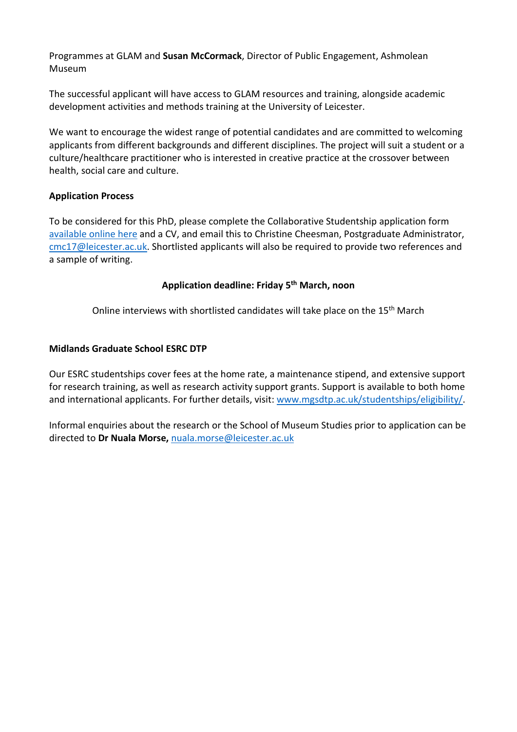Programmes at GLAM and **Susan McCormack**, Director of Public Engagement, Ashmolean Museum

The successful applicant will have access to GLAM resources and training, alongside academic development activities and methods training at the University of Leicester.

We want to encourage the widest range of potential candidates and are committed to welcoming applicants from different backgrounds and different disciplines. The project will suit a student or a culture/healthcare practitioner who is interested in creative practice at the crossover between health, social care and culture.

**Application Process**

To be considered for this PhD, please complete the Collaborative Studentship application form available online here and a CV, and email this to Christine Cheesman, Postgraduate Administrator, cmc17@leicester.ac.uk. Shortlisted applicants will also be required to provide two references and a sample of writing.

**Application deadline: Friday 5th March, noon**

Online interviews with shortlisted candidates will take place on the 15th March

**Midlands Graduate School ESRC DTP**

Our ESRC studentships cover fees at the home rate, a maintenance stipend, and extensive support for research training, as well as research activity support grants. Support is available to both home and international applicants. For further details, visit: www.mgsdtp.ac.uk/studentships/eligibility/.

Informal enquiries about the research or the School of Museum Studies prior to application can be directed to **Dr Nuala Morse,** nuala.morse@leicester.ac.uk